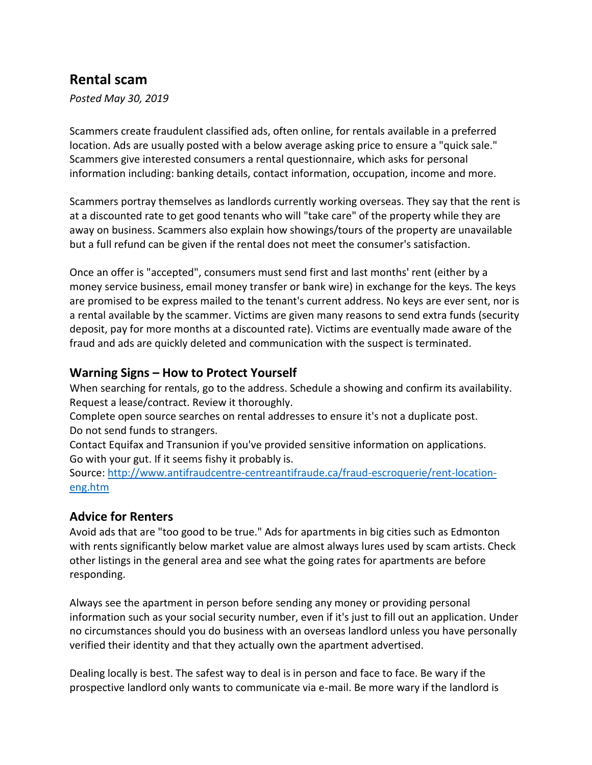## Rental scam

*Posted May 30, 2019*

Scammers create fraudulent classified ads, often online, for rentals available in a preferred location. Ads are usually posted with a below average asking price to ensure a "quick sale." Scammers give interested consumers a rental questionnaire, which asks for personal information including: banking details, contact information, occupation, income and more.

Scammers portray themselves as landlords currently working overseas. They say that the rent is at a discounted rate to get good tenants who will "take care" of the property while they are away on business. Scammers also explain how showings/tours of the property are unavailable but a full refund can be given if the rental does not meet the consumer's satisfaction.

Once an offer is "accepted", consumers must send first and last months' rent (either by a money service business, email money transfer or bank wire) in exchange for the keys. The keys are promised to be express mailed to the tenant's current address. No keys are ever sent, nor is a rental available by the scammer. Victims are given many reasons to send extra funds (security deposit, pay for more months at a discounted rate). Victims are eventually made aware of the fraud and ads are quickly deleted and communication with the suspect is terminated.

### Warning Signs – How to Protect Yourself

When searching for rentals, go to the address. Schedule a showing and confirm its availability. Request a lease/contract. Review it thoroughly.
Complete open source searches on rental addresses to ensure it's not a duplicate post.
Do not send funds to strangers.
Contact Equifax and Transunion if you've provided sensitive information on applications.
Go with your gut. If it seems fishy it probably is.
Source: [http://www.antifraudcentre-centreantifraude.ca/fraud-escroquerie/rent-location-eng.htm](http://www.antifraudcentre-centreantifraude.ca/fraud-escroquerie/rent-location-eng.htm)

### Advice for Renters

Avoid ads that are "too good to be true." Ads for apartments in big cities such as Edmonton with rents significantly below market value are almost always lures used by scam artists. Check other listings in the general area and see what the going rates for apartments are before responding.

Always see the apartment in person before sending any money or providing personal information such as your social security number, even if it's just to fill out an application. Under no circumstances should you do business with an overseas landlord unless you have personally verified their identity and that they actually own the apartment advertised.

Dealing locally is best. The safest way to deal is in person and face to face. Be wary if the prospective landlord only wants to communicate via e-mail. Be more wary if the landlord is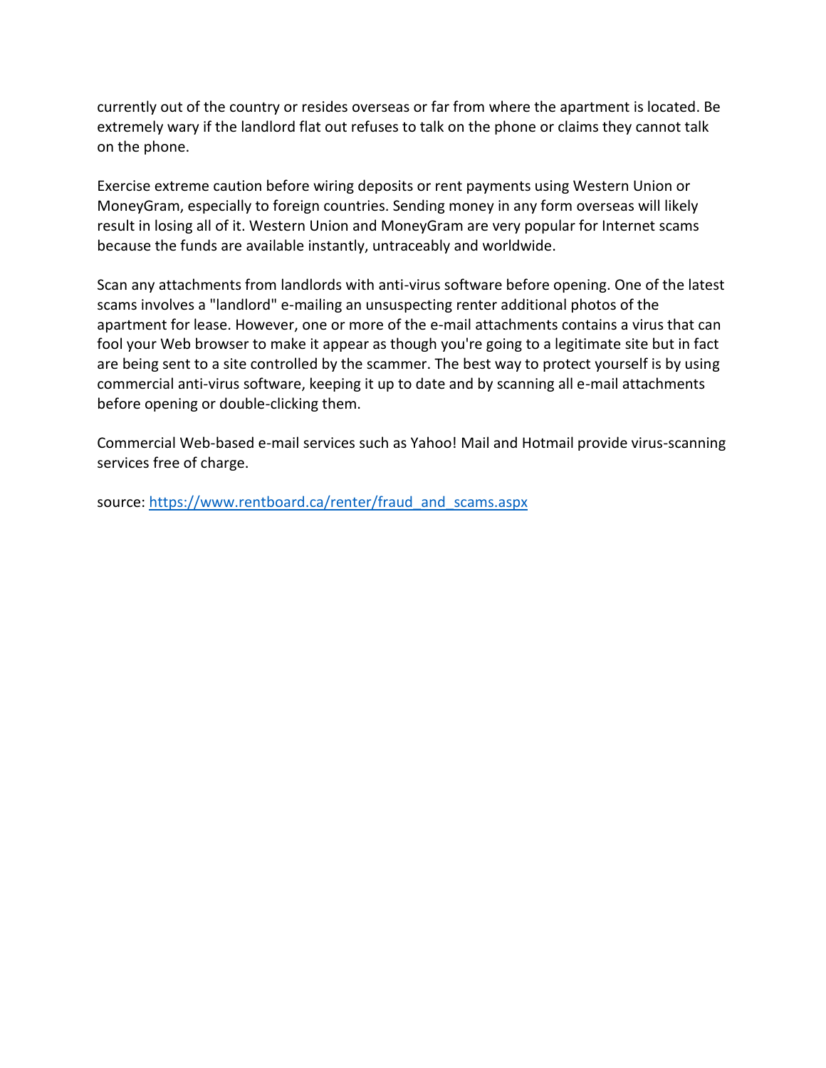currently out of the country or resides overseas or far from where the apartment is located. Be extremely wary if the landlord flat out refuses to talk on the phone or claims they cannot talk on the phone.

Exercise extreme caution before wiring deposits or rent payments using Western Union or MoneyGram, especially to foreign countries. Sending money in any form overseas will likely result in losing all of it. Western Union and MoneyGram are very popular for Internet scams because the funds are available instantly, untraceably and worldwide.

Scan any attachments from landlords with anti-virus software before opening. One of the latest scams involves a "landlord" e-mailing an unsuspecting renter additional photos of the apartment for lease. However, one or more of the e-mail attachments contains a virus that can fool your Web browser to make it appear as though you're going to a legitimate site but in fact are being sent to a site controlled by the scammer. The best way to protect yourself is by using commercial anti-virus software, keeping it up to date and by scanning all e-mail attachments before opening or double-clicking them.

Commercial Web-based e-mail services such as Yahoo! Mail and Hotmail provide virus-scanning services free of charge.

source: [https://www.rentboard.ca/renter/fraud_and_scams.aspx](https://www.rentboard.ca/renter/fraud_and_scams.aspx)